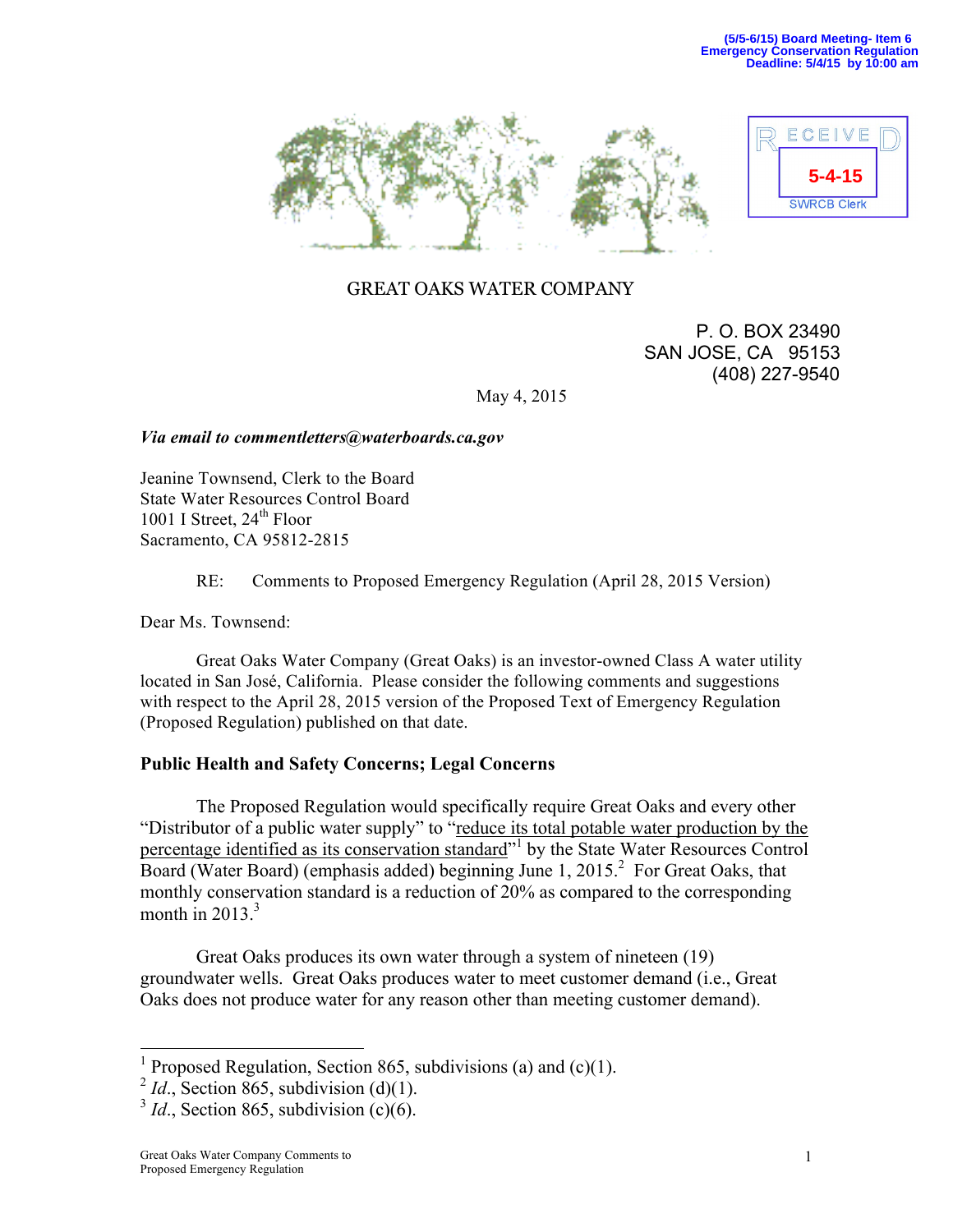(5/5-6/15) Board Meeting- Item 6
Emergency Conservation Regulation
Deadline: 5/4/15 by 10:00 am

RECEIVED
5-4-15
SWRCB Clerk

GREAT OAKS WATER COMPANY

P. O. BOX 23490
SAN JOSE, CA 95153
(408) 227-9540

May 4, 2015

*Via email to commentletters@waterboards.ca.gov*

Jeanine Townsend, Clerk to the Board
State Water Resources Control Board
1001 I Street, 24th Floor
Sacramento, CA 95812-2815

RE: Comments to Proposed Emergency Regulation (April 28, 2015 Version)

Dear Ms. Townsend:

Great Oaks Water Company (Great Oaks) is an investor-owned Class A water utility located in San José, California. Please consider the following comments and suggestions with respect to the April 28, 2015 version of the Proposed Text of Emergency Regulation (Proposed Regulation) published on that date.

**Public Health and Safety Concerns; Legal Concerns**

The Proposed Regulation would specifically require Great Oaks and every other "Distributor of a public water supply" to "reduce its total potable water production by the percentage identified as its conservation standard"[1] by the State Water Resources Control Board (Water Board) (emphasis added) beginning June 1, 2015.[2] For Great Oaks, that monthly conservation standard is a reduction of 20% as compared to the corresponding month in 2013.[3]

Great Oaks produces its own water through a system of nineteen (19) groundwater wells. Great Oaks produces water to meet customer demand (i.e., Great Oaks does not produce water for any reason other than meeting customer demand).

[1] Proposed Regulation, Section 865, subdivisions (a) and (c)(1).
[2] *Id.*, Section 865, subdivision (d)(1).
[3] *Id.*, Section 865, subdivision (c)(6).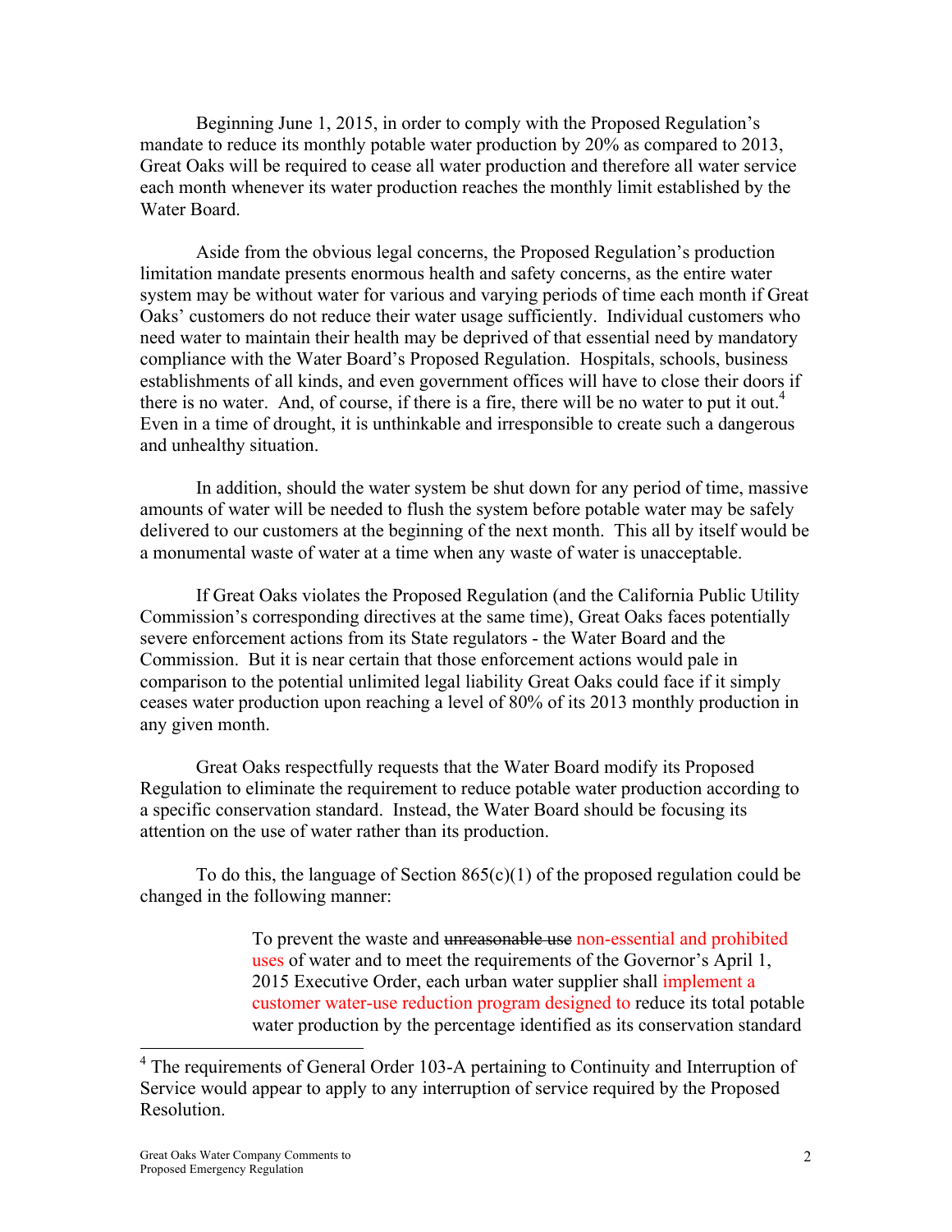Beginning June 1, 2015, in order to comply with the Proposed Regulation's mandate to reduce its monthly potable water production by 20% as compared to 2013, Great Oaks will be required to cease all water production and therefore all water service each month whenever its water production reaches the monthly limit established by the Water Board.

Aside from the obvious legal concerns, the Proposed Regulation's production limitation mandate presents enormous health and safety concerns, as the entire water system may be without water for various and varying periods of time each month if Great Oaks' customers do not reduce their water usage sufficiently. Individual customers who need water to maintain their health may be deprived of that essential need by mandatory compliance with the Water Board's Proposed Regulation. Hospitals, schools, business establishments of all kinds, and even government offices will have to close their doors if there is no water. And, of course, if there is a fire, there will be no water to put it out.[4] Even in a time of drought, it is unthinkable and irresponsible to create such a dangerous and unhealthy situation.

In addition, should the water system be shut down for any period of time, massive amounts of water will be needed to flush the system before potable water may be safely delivered to our customers at the beginning of the next month. This all by itself would be a monumental waste of water at a time when any waste of water is unacceptable.

If Great Oaks violates the Proposed Regulation (and the California Public Utility Commission's corresponding directives at the same time), Great Oaks faces potentially severe enforcement actions from its State regulators - the Water Board and the Commission. But it is near certain that those enforcement actions would pale in comparison to the potential unlimited legal liability Great Oaks could face if it simply ceases water production upon reaching a level of 80% of its 2013 monthly production in any given month.

Great Oaks respectfully requests that the Water Board modify its Proposed Regulation to eliminate the requirement to reduce potable water production according to a specific conservation standard. Instead, the Water Board should be focusing its attention on the use of water rather than its production.

To do this, the language of Section 865(c)(1) of the proposed regulation could be changed in the following manner:

> To prevent the waste and ~~unreasonable use~~ non-essential and prohibited uses of water and to meet the requirements of the Governor's April 1, 2015 Executive Order, each urban water supplier shall implement a customer water-use reduction program designed to reduce its total potable water production by the percentage identified as its conservation standard

[4] The requirements of General Order 103-A pertaining to Continuity and Interruption of Service would appear to apply to any interruption of service required by the Proposed Resolution.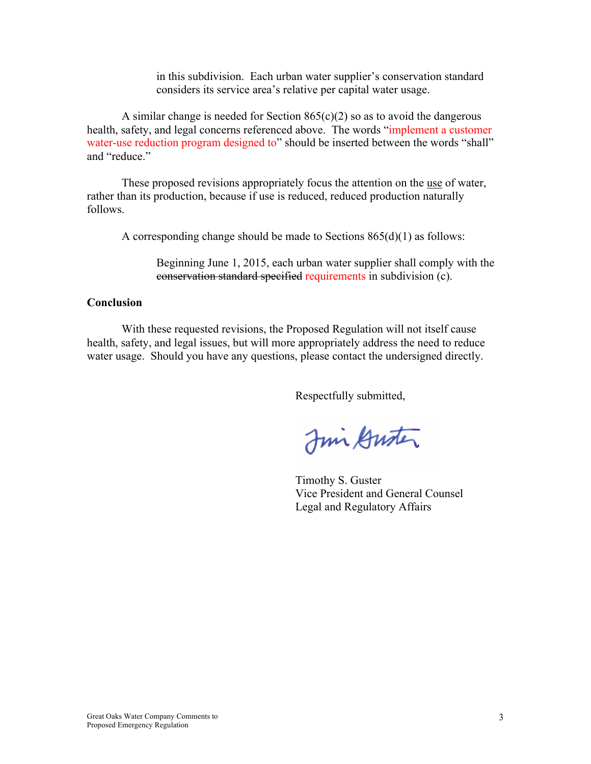in this subdivision. Each urban water supplier's conservation standard considers its service area's relative per capital water usage.

A similar change is needed for Section 865(c)(2) so as to avoid the dangerous health, safety, and legal concerns referenced above. The words "implement a customer water-use reduction program designed to" should be inserted between the words "shall" and "reduce."

These proposed revisions appropriately focus the attention on the use of water, rather than its production, because if use is reduced, reduced production naturally follows.

A corresponding change should be made to Sections 865(d)(1) as follows:

> Beginning June 1, 2015, each urban water supplier shall comply with the ~~conservation standard specified~~ requirements in subdivision (c).

**Conclusion**

With these requested revisions, the Proposed Regulation will not itself cause health, safety, and legal issues, but will more appropriately address the need to reduce water usage. Should you have any questions, please contact the undersigned directly.

Respectfully submitted,

Timothy S. Guster
Vice President and General Counsel
Legal and Regulatory Affairs